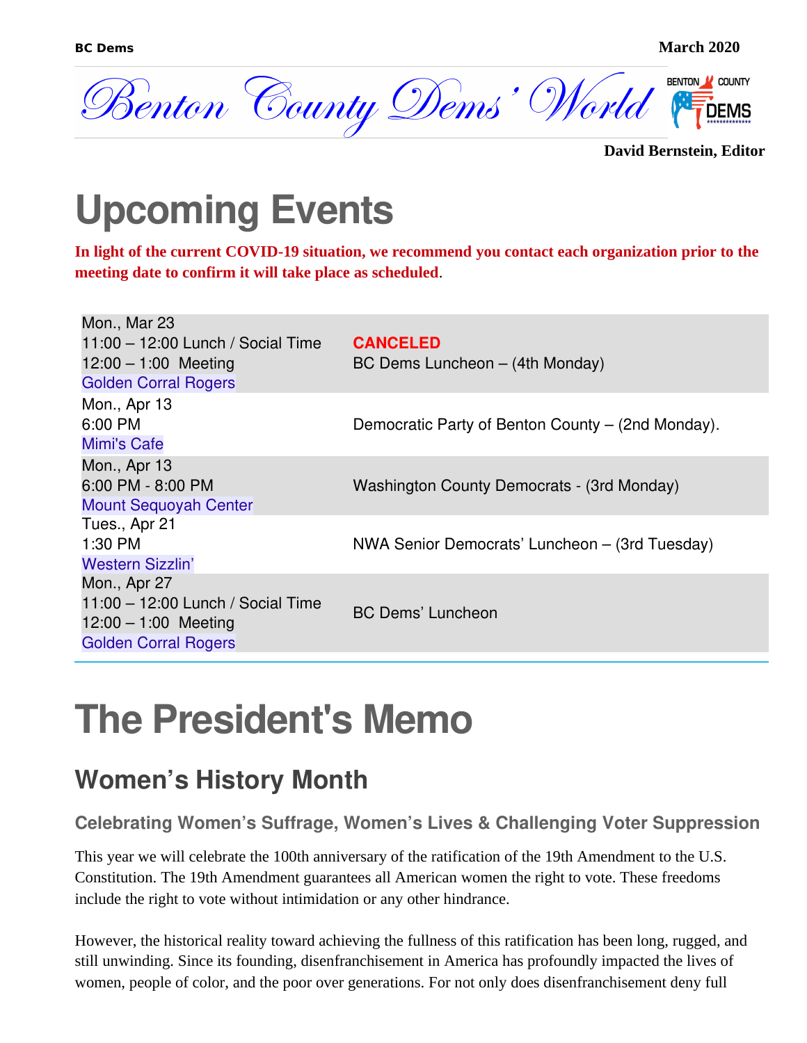BC Dems March 2020

# Benton County Dems' World

**David Bernstein, Editor**

# Upcoming Events

**In light of the current COVID-19 situation, we recommend you contact each organization prior to the meeting date to confirm it will take place as scheduled**.

| | |
|---|---|
| Mon., Mar 23<br>11:00 – 12:00 Lunch / Social Time<br>12:00 – 1:00 Meeting<br>Golden Corral Rogers | **CANCELED**<br>BC Dems Luncheon – (4th Monday) |
| Mon., Apr 13<br>6:00 PM<br>Mimi's Cafe | Democratic Party of Benton County – (2nd Monday). |
| Mon., Apr 13<br>6:00 PM - 8:00 PM<br>Mount Sequoyah Center | Washington County Democrats - (3rd Monday) |
| Tues., Apr 21<br>1:30 PM<br>Western Sizzlin' | NWA Senior Democrats' Luncheon – (3rd Tuesday) |
| Mon., Apr 27<br>11:00 – 12:00 Lunch / Social Time<br>12:00 – 1:00 Meeting<br>Golden Corral Rogers | BC Dems' Luncheon |

# The President's Memo

## Women's History Month

### Celebrating Women's Suffrage, Women's Lives & Challenging Voter Suppression

This year we will celebrate the 100th anniversary of the ratification of the 19th Amendment to the U.S. Constitution. The 19th Amendment guarantees all American women the right to vote. These freedoms include the right to vote without intimidation or any other hindrance.

However, the historical reality toward achieving the fullness of this ratification has been long, rugged, and still unwinding. Since its founding, disenfranchisement in America has profoundly impacted the lives of women, people of color, and the poor over generations. For not only does disenfranchisement deny full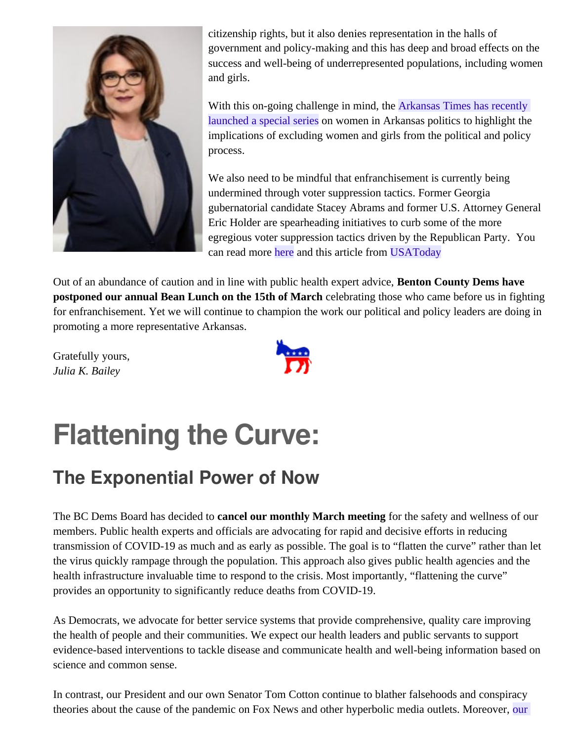citizenship rights, but it also denies representation in the halls of government and policy-making and this has deep and broad effects on the success and well-being of underrepresented populations, including women and girls.

With this on-going challenge in mind, the Arkansas Times has recently launched a special series on women in Arkansas politics to highlight the implications of excluding women and girls from the political and policy process.

We also need to be mindful that enfranchisement is currently being undermined through voter suppression tactics. Former Georgia gubernatorial candidate Stacey Abrams and former U.S. Attorney General Eric Holder are spearheading initiatives to curb some of the more egregious voter suppression tactics driven by the Republican Party. You can read more here and this article from USAToday

Out of an abundance of caution and in line with public health expert advice, **Benton County Dems have postponed our annual Bean Lunch on the 15th of March** celebrating those who came before us in fighting for enfranchisement. Yet we will continue to champion the work our political and policy leaders are doing in promoting a more representative Arkansas.

Gratefully yours,
*Julia K. Bailey*

# Flattening the Curve:

## The Exponential Power of Now

The BC Dems Board has decided to **cancel our monthly March meeting** for the safety and wellness of our members. Public health experts and officials are advocating for rapid and decisive efforts in reducing transmission of COVID-19 as much and as early as possible. The goal is to "flatten the curve" rather than let the virus quickly rampage through the population. This approach also gives public health agencies and the health infrastructure invaluable time to respond to the crisis. Most importantly, "flattening the curve" provides an opportunity to significantly reduce deaths from COVID-19.

As Democrats, we advocate for better service systems that provide comprehensive, quality care improving the health of people and their communities. We expect our health leaders and public servants to support evidence-based interventions to tackle disease and communicate health and well-being information based on science and common sense.

In contrast, our President and our own Senator Tom Cotton continue to blather falsehoods and conspiracy theories about the cause of the pandemic on Fox News and other hyperbolic media outlets. Moreover, our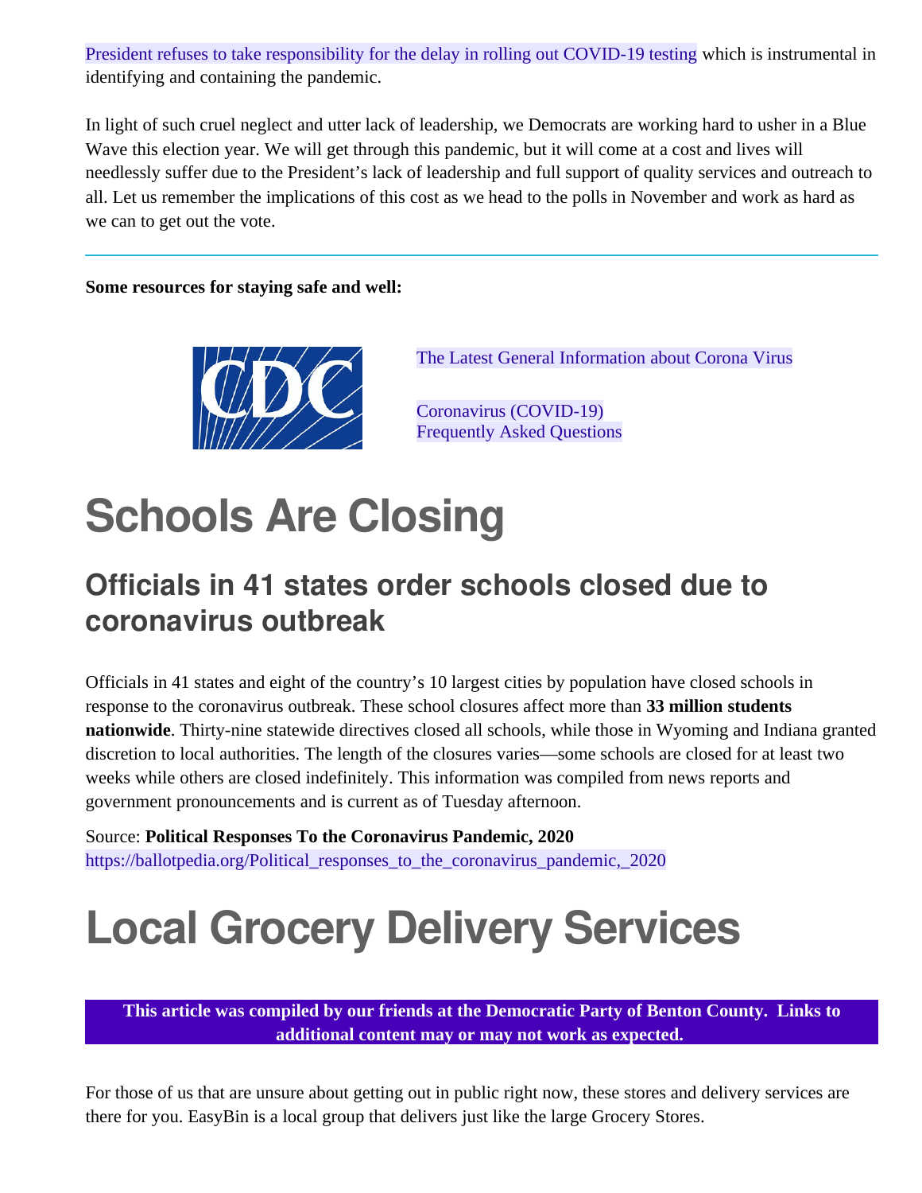President refuses to take responsibility for the delay in rolling out COVID-19 testing which is instrumental in identifying and containing the pandemic.

In light of such cruel neglect and utter lack of leadership, we Democrats are working hard to usher in a Blue Wave this election year. We will get through this pandemic, but it will come at a cost and lives will needlessly suffer due to the President's lack of leadership and full support of quality services and outreach to all. Let us remember the implications of this cost as we head to the polls in November and work as hard as we can to get out the vote.

---

**Some resources for staying safe and well:**

The Latest General Information about Corona Virus

Coronavirus (COVID-19)
Frequently Asked Questions

# Schools Are Closing

## Officials in 41 states order schools closed due to coronavirus outbreak

Officials in 41 states and eight of the country's 10 largest cities by population have closed schools in response to the coronavirus outbreak. These school closures affect more than **33 million students nationwide**. Thirty-nine statewide directives closed all schools, while those in Wyoming and Indiana granted discretion to local authorities. The length of the closures varies—some schools are closed for at least two weeks while others are closed indefinitely. This information was compiled from news reports and government pronouncements and is current as of Tuesday afternoon.

Source: **Political Responses To the Coronavirus Pandemic, 2020**
https://ballotpedia.org/Political_responses_to_the_coronavirus_pandemic,_2020

# Local Grocery Delivery Services

**This article was compiled by our friends at the Democratic Party of Benton County. Links to additional content may or may not work as expected.**

For those of us that are unsure about getting out in public right now, these stores and delivery services are there for you. EasyBin is a local group that delivers just like the large Grocery Stores.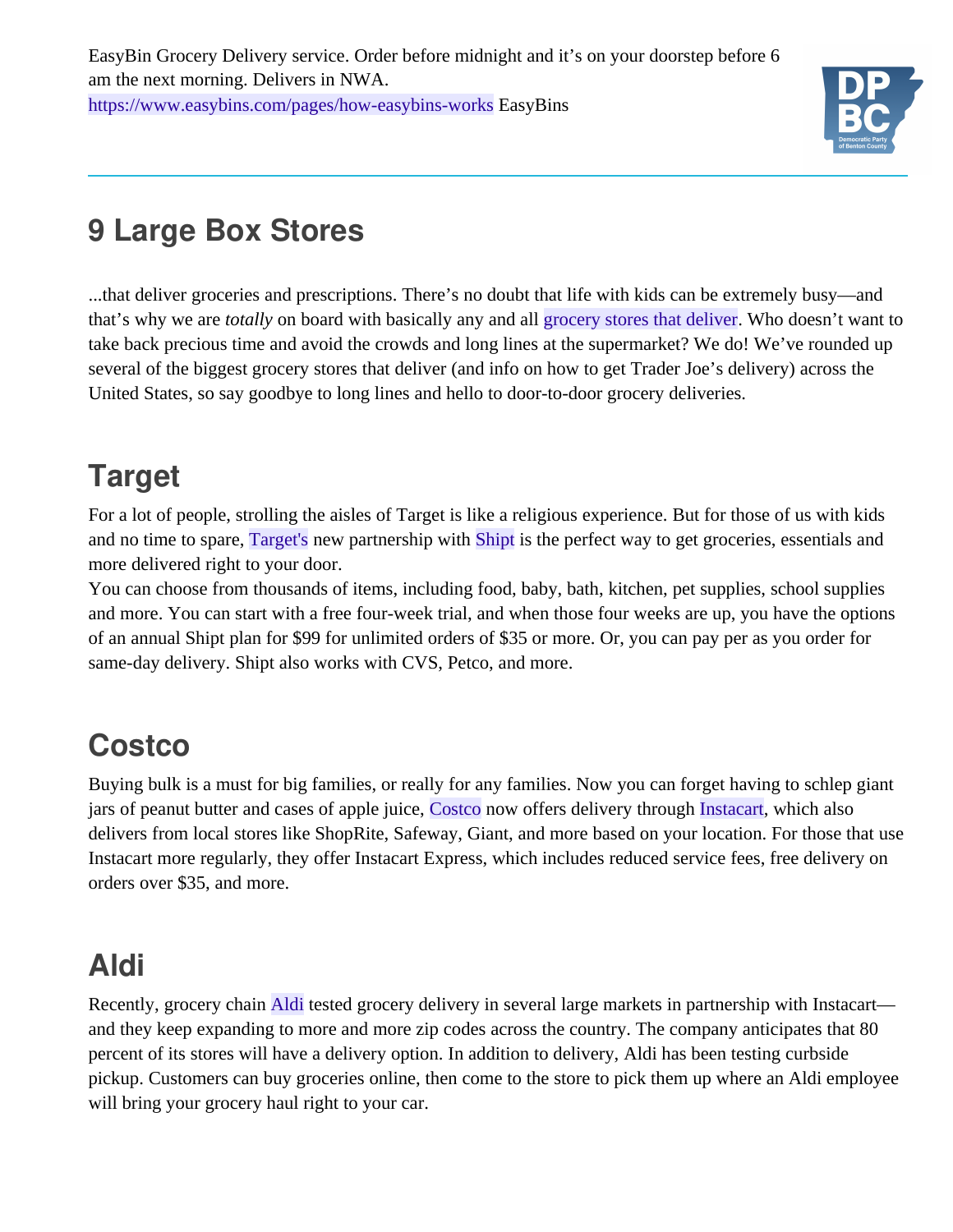EasyBin Grocery Delivery service. Order before midnight and it's on your doorstep before 6 am the next morning. Delivers in NWA.
https://www.easybins.com/pages/how-easybins-works EasyBins

## 9 Large Box Stores

...that deliver groceries and prescriptions. There's no doubt that life with kids can be extremely busy—and that's why we are *totally* on board with basically any and all grocery stores that deliver. Who doesn't want to take back precious time and avoid the crowds and long lines at the supermarket? We do! We've rounded up several of the biggest grocery stores that deliver (and info on how to get Trader Joe's delivery) across the United States, so say goodbye to long lines and hello to door-to-door grocery deliveries.

## Target

For a lot of people, strolling the aisles of Target is like a religious experience. But for those of us with kids and no time to spare, Target's new partnership with Shipt is the perfect way to get groceries, essentials and more delivered right to your door.
You can choose from thousands of items, including food, baby, bath, kitchen, pet supplies, school supplies and more. You can start with a free four-week trial, and when those four weeks are up, you have the options of an annual Shipt plan for $99 for unlimited orders of $35 or more. Or, you can pay per as you order for same-day delivery. Shipt also works with CVS, Petco, and more.

## Costco

Buying bulk is a must for big families, or really for any families. Now you can forget having to schlep giant jars of peanut butter and cases of apple juice, Costco now offers delivery through Instacart, which also delivers from local stores like ShopRite, Safeway, Giant, and more based on your location. For those that use Instacart more regularly, they offer Instacart Express, which includes reduced service fees, free delivery on orders over $35, and more.

## Aldi

Recently, grocery chain Aldi tested grocery delivery in several large markets in partnership with Instacart—and they keep expanding to more and more zip codes across the country. The company anticipates that 80 percent of its stores will have a delivery option. In addition to delivery, Aldi has been testing curbside pickup. Customers can buy groceries online, then come to the store to pick them up where an Aldi employee will bring your grocery haul right to your car.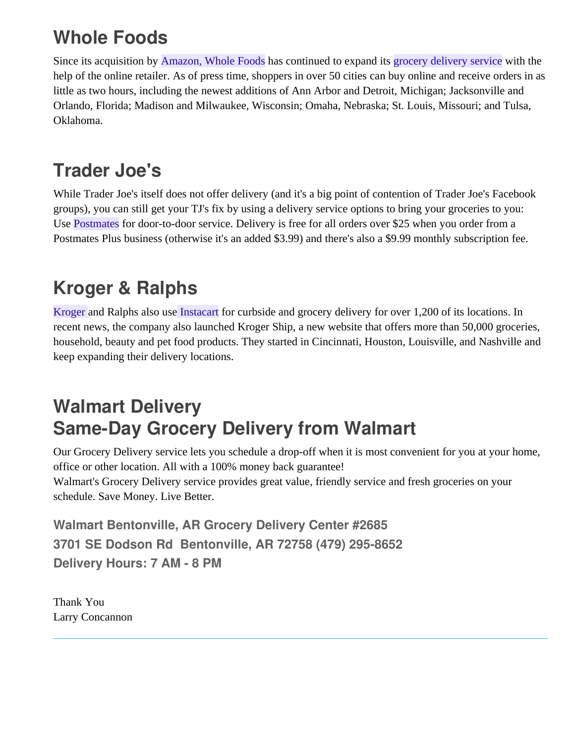## Whole Foods

Since its acquisition by Amazon, Whole Foods has continued to expand its grocery delivery service with the help of the online retailer. As of press time, shoppers in over 50 cities can buy online and receive orders in as little as two hours, including the newest additions of Ann Arbor and Detroit, Michigan; Jacksonville and Orlando, Florida; Madison and Milwaukee, Wisconsin; Omaha, Nebraska; St. Louis, Missouri; and Tulsa, Oklahoma.

## Trader Joe's

While Trader Joe's itself does not offer delivery (and it's a big point of contention of Trader Joe's Facebook groups), you can still get your TJ's fix by using a delivery service options to bring your groceries to you: Use Postmates for door-to-door service. Delivery is free for all orders over $25 when you order from a Postmates Plus business (otherwise it's an added $3.99) and there's also a $9.99 monthly subscription fee.

## Kroger & Ralphs

Kroger and Ralphs also use Instacart for curbside and grocery delivery for over 1,200 of its locations. In recent news, the company also launched Kroger Ship, a new website that offers more than 50,000 groceries, household, beauty and pet food products. They started in Cincinnati, Houston, Louisville, and Nashville and keep expanding their delivery locations.

## Walmart Delivery
## Same-Day Grocery Delivery from Walmart

Our Grocery Delivery service lets you schedule a drop-off when it is most convenient for you at your home, office or other location. All with a 100% money back guarantee!
Walmart's Grocery Delivery service provides great value, friendly service and fresh groceries on your schedule. Save Money. Live Better.

**Walmart Bentonville, AR Grocery Delivery Center #2685**
**3701 SE Dodson Rd Bentonville, AR 72758 (479) 295-8652**
**Delivery Hours: 7 AM - 8 PM**

Thank You
Larry Concannon

---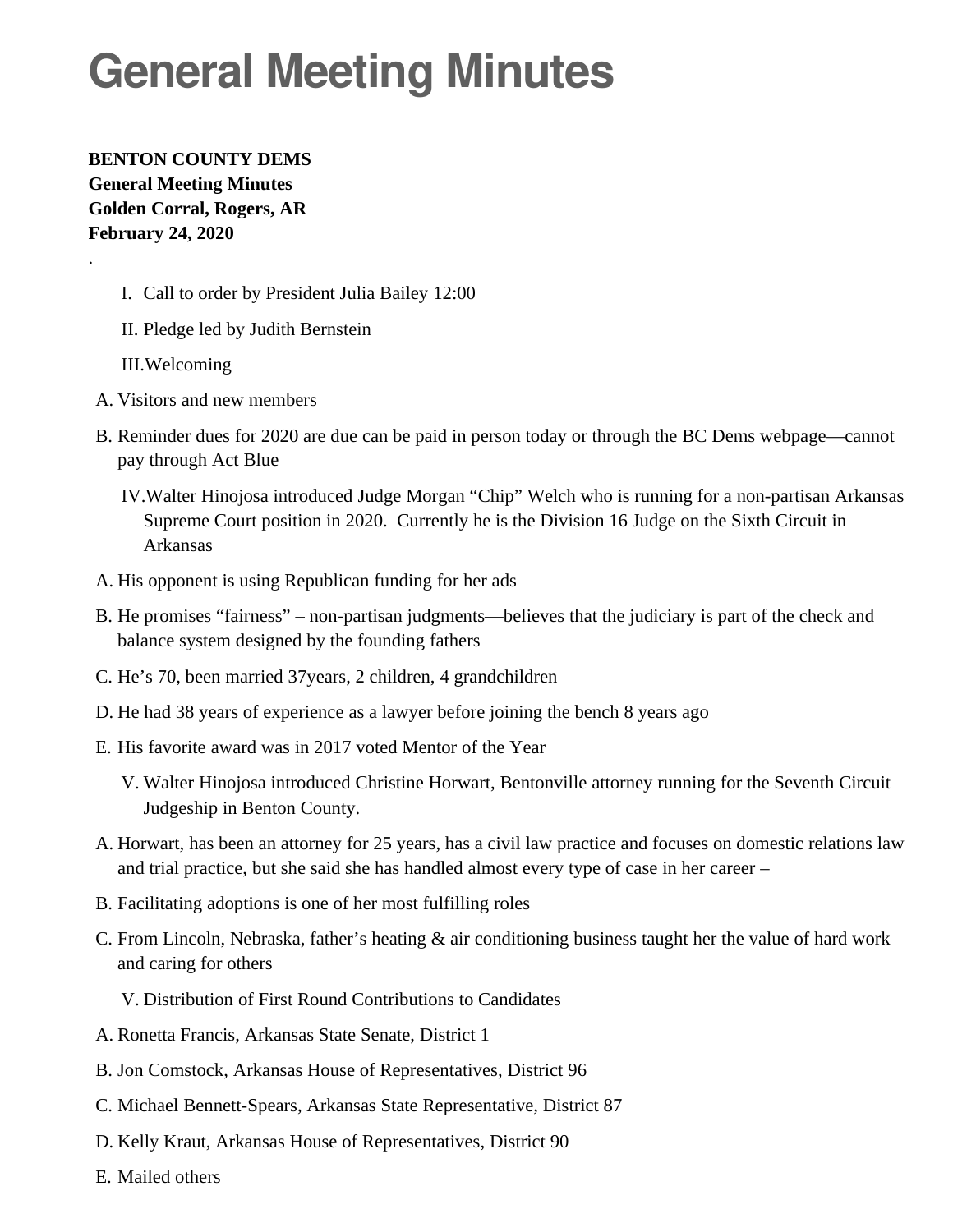# General Meeting Minutes

**BENTON COUNTY DEMS**
**General Meeting Minutes**
**Golden Corral, Rogers, AR**
**February 24, 2020**

.

I. Call to order by President Julia Bailey 12:00

II. Pledge led by Judith Bernstein

III. Welcoming

A. Visitors and new members

B. Reminder dues for 2020 are due can be paid in person today or through the BC Dems webpage—cannot pay through Act Blue

IV. Walter Hinojosa introduced Judge Morgan "Chip" Welch who is running for a non-partisan Arkansas Supreme Court position in 2020. Currently he is the Division 16 Judge on the Sixth Circuit in Arkansas

A. His opponent is using Republican funding for her ads

B. He promises "fairness" – non-partisan judgments—believes that the judiciary is part of the check and balance system designed by the founding fathers

C. He's 70, been married 37years, 2 children, 4 grandchildren

D. He had 38 years of experience as a lawyer before joining the bench 8 years ago

E. His favorite award was in 2017 voted Mentor of the Year

V. Walter Hinojosa introduced Christine Horwart, Bentonville attorney running for the Seventh Circuit Judgeship in Benton County.

A. Horwart, has been an attorney for 25 years, has a civil law practice and focuses on domestic relations law and trial practice, but she said she has handled almost every type of case in her career –

B. Facilitating adoptions is one of her most fulfilling roles

C. From Lincoln, Nebraska, father's heating & air conditioning business taught her the value of hard work and caring for others

V. Distribution of First Round Contributions to Candidates

A. Ronetta Francis, Arkansas State Senate, District 1

B. Jon Comstock, Arkansas House of Representatives, District 96

C. Michael Bennett-Spears, Arkansas State Representative, District 87

D. Kelly Kraut, Arkansas House of Representatives, District 90

E. Mailed others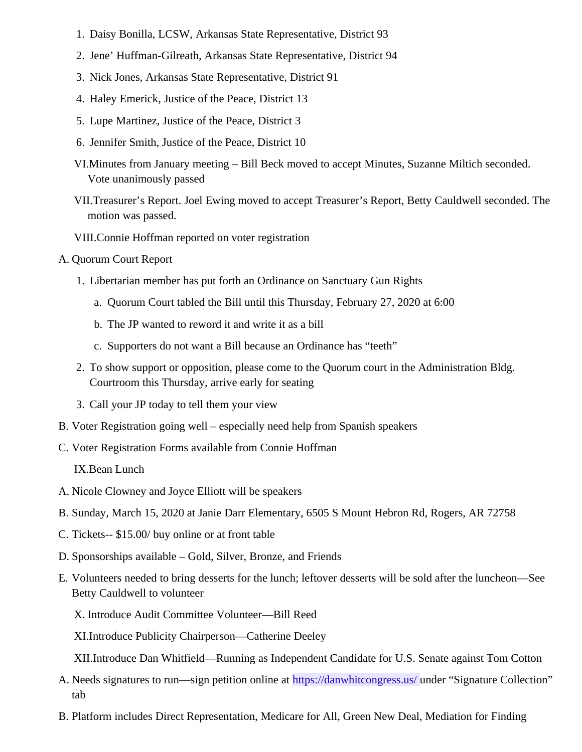1. Daisy Bonilla, LCSW, Arkansas State Representative, District 93
2. Jene' Huffman-Gilreath, Arkansas State Representative, District 94
3. Nick Jones, Arkansas State Representative, District 91
4. Haley Emerick, Justice of the Peace, District 13
5. Lupe Martinez, Justice of the Peace, District 3
6. Jennifer Smith, Justice of the Peace, District 10

VI. Minutes from January meeting – Bill Beck moved to accept Minutes, Suzanne Miltich seconded. Vote unanimously passed

VII. Treasurer's Report. Joel Ewing moved to accept Treasurer's Report, Betty Cauldwell seconded. The motion was passed.

VIII. Connie Hoffman reported on voter registration

A. Quorum Court Report
   1. Libertarian member has put forth an Ordinance on Sanctuary Gun Rights
      a. Quorum Court tabled the Bill until this Thursday, February 27, 2020 at 6:00
      b. The JP wanted to reword it and write it as a bill
      c. Supporters do not want a Bill because an Ordinance has "teeth"
   2. To show support or opposition, please come to the Quorum court in the Administration Bldg. Courtroom this Thursday, arrive early for seating
   3. Call your JP today to tell them your view

B. Voter Registration going well – especially need help from Spanish speakers

C. Voter Registration Forms available from Connie Hoffman

IX. Bean Lunch

A. Nicole Clowney and Joyce Elliott will be speakers

B. Sunday, March 15, 2020 at Janie Darr Elementary, 6505 S Mount Hebron Rd, Rogers, AR 72758

C. Tickets-- $15.00/ buy online or at front table

D. Sponsorships available – Gold, Silver, Bronze, and Friends

E. Volunteers needed to bring desserts for the lunch; leftover desserts will be sold after the luncheon—See Betty Cauldwell to volunteer

X. Introduce Audit Committee Volunteer—Bill Reed

XI. Introduce Publicity Chairperson—Catherine Deeley

XII. Introduce Dan Whitfield—Running as Independent Candidate for U.S. Senate against Tom Cotton

A. Needs signatures to run—sign petition online at https://danwhitcongress.us/ under "Signature Collection" tab

B. Platform includes Direct Representation, Medicare for All, Green New Deal, Mediation for Finding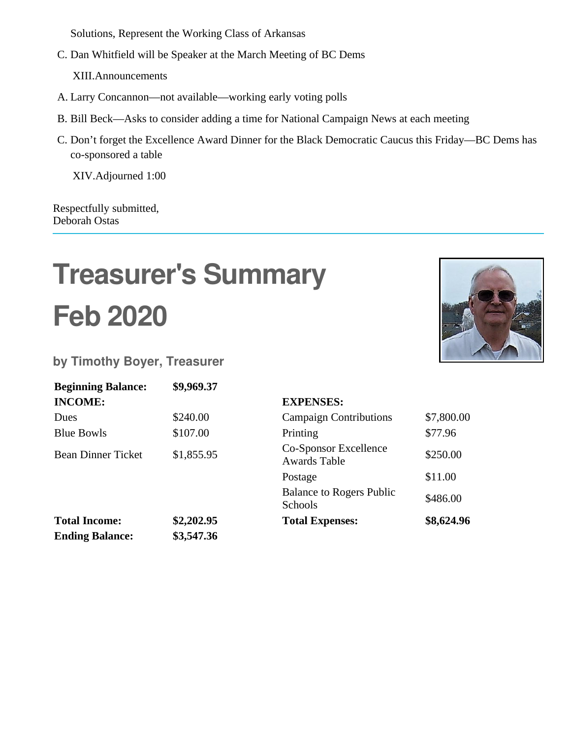Solutions, Represent the Working Class of Arkansas

C. Dan Whitfield will be Speaker at the March Meeting of BC Dems

XIII. Announcements

A. Larry Concannon—not available—working early voting polls

B. Bill Beck—Asks to consider adding a time for National Campaign News at each meeting

C. Don't forget the Excellence Award Dinner for the Black Democratic Caucus this Friday—BC Dems has co-sponsored a table

XIV. Adjourned 1:00

Respectfully submitted,
Deborah Ostas

# Treasurer's Summary Feb 2020

### by Timothy Boyer, Treasurer

| | | | |
|---|---|---|---|
| **Beginning Balance:** | **$9,969.37** | | |
| **INCOME:** | | **EXPENSES:** | |
| Dues | $240.00 | Campaign Contributions | $7,800.00 |
| Blue Bowls | $107.00 | Printing | $77.96 |
| Bean Dinner Ticket | $1,855.95 | Co-Sponsor Excellence Awards Table | $250.00 |
| | | Postage | $11.00 |
| | | Balance to Rogers Public Schools | $486.00 |
| **Total Income:** | **$2,202.95** | **Total Expenses:** | **$8,624.96** |
| **Ending Balance:** | **$3,547.36** | | |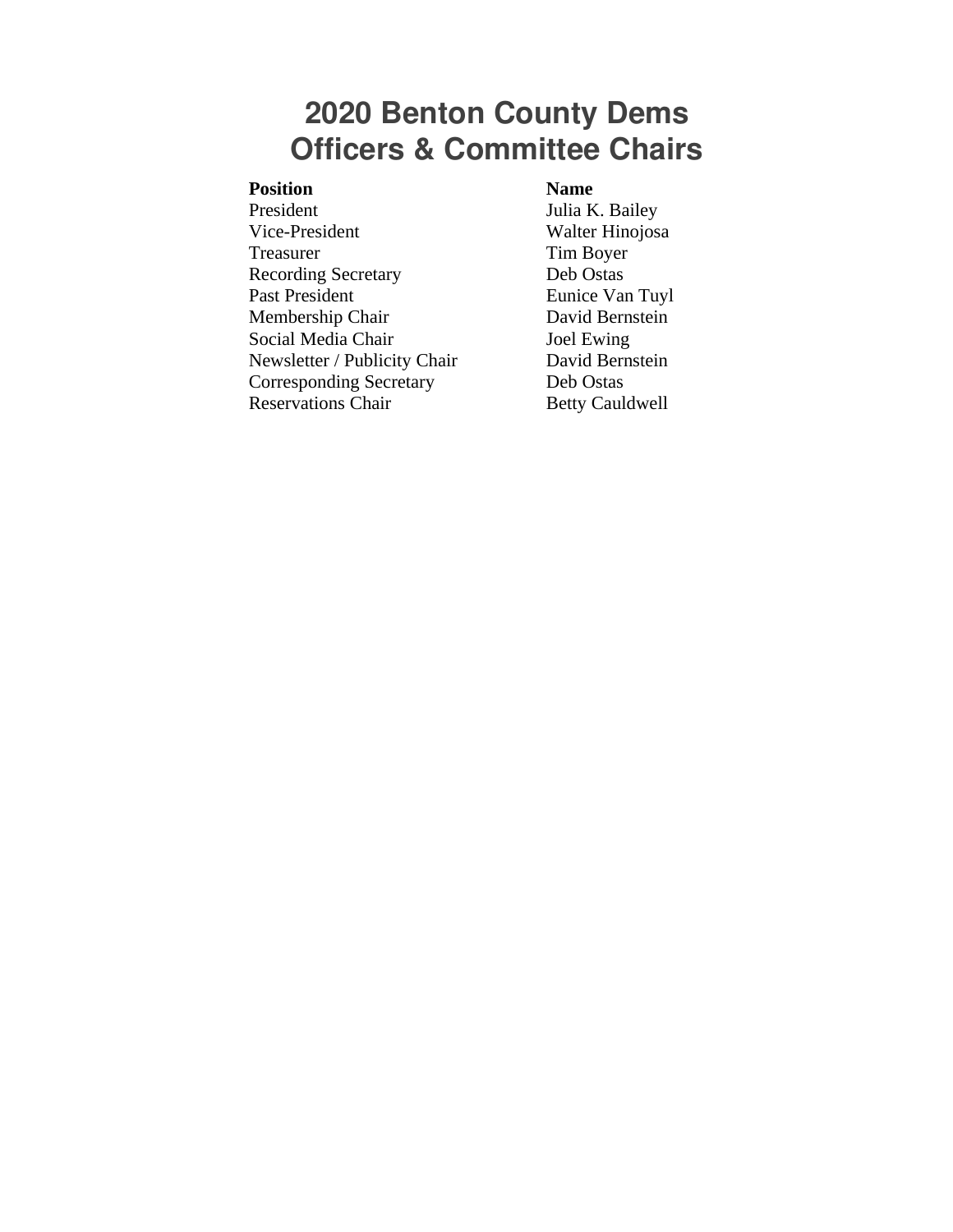# 2020 Benton County Dems Officers & Committee Chairs

| Position | Name |
|---|---|
| President | Julia K. Bailey |
| Vice-President | Walter Hinojosa |
| Treasurer | Tim Boyer |
| Recording Secretary | Deb Ostas |
| Past President | Eunice Van Tuyl |
| Membership Chair | David Bernstein |
| Social Media Chair | Joel Ewing |
| Newsletter / Publicity Chair | David Bernstein |
| Corresponding Secretary | Deb Ostas |
| Reservations Chair | Betty Cauldwell |